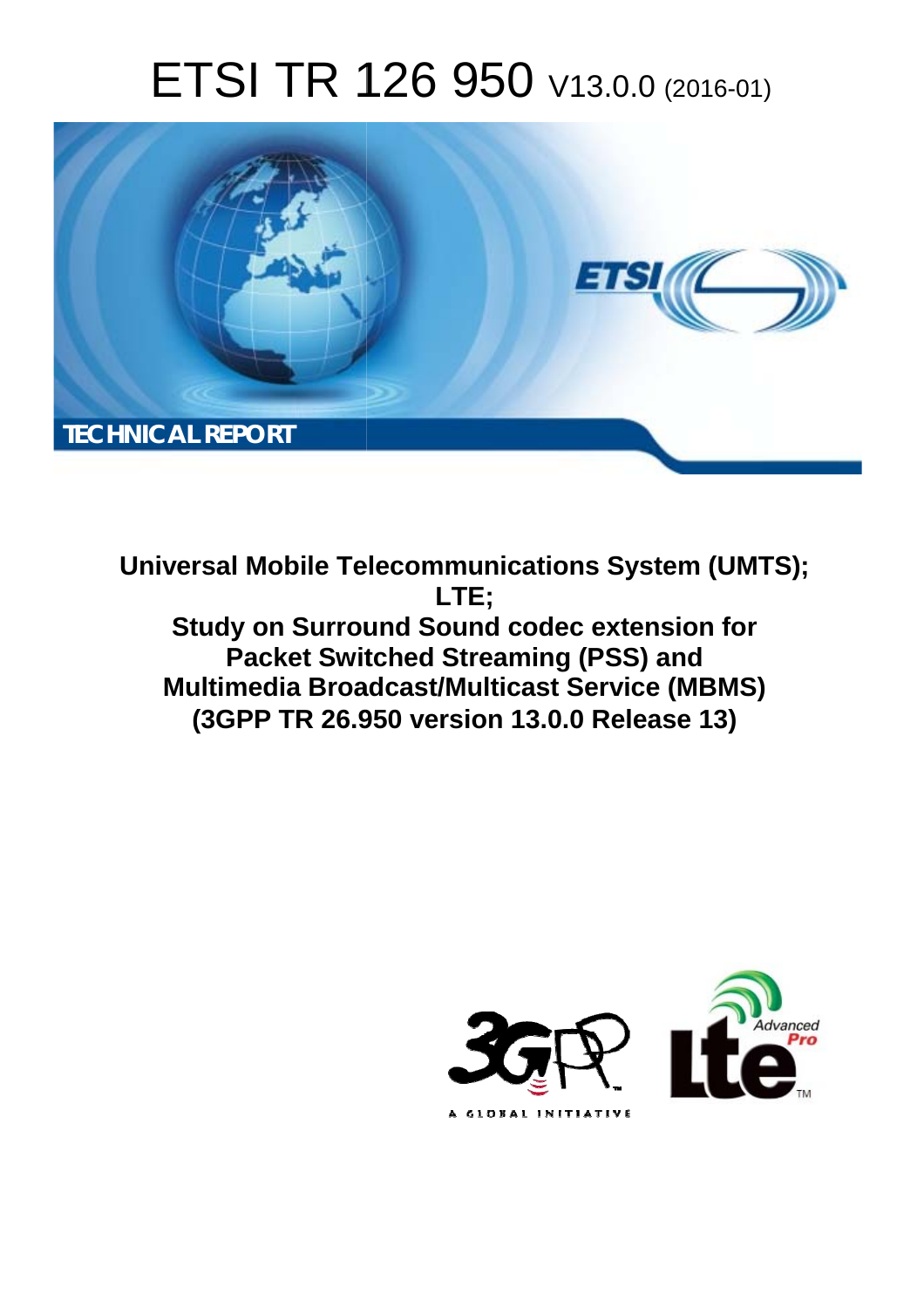# ETSI TR 126 950 V13.0.0 (2016-01)

TECHNICAL REPORT

**Universal Mobile Telecommunications System (UMTS); LTE; Study on Surround Sound codec extension for Packet Switched Streaming (PSS) and Multimedia Broadcast/Multicast Service (MBMS) (3GPP TR 26.950 version 13.0.0 Release 13)**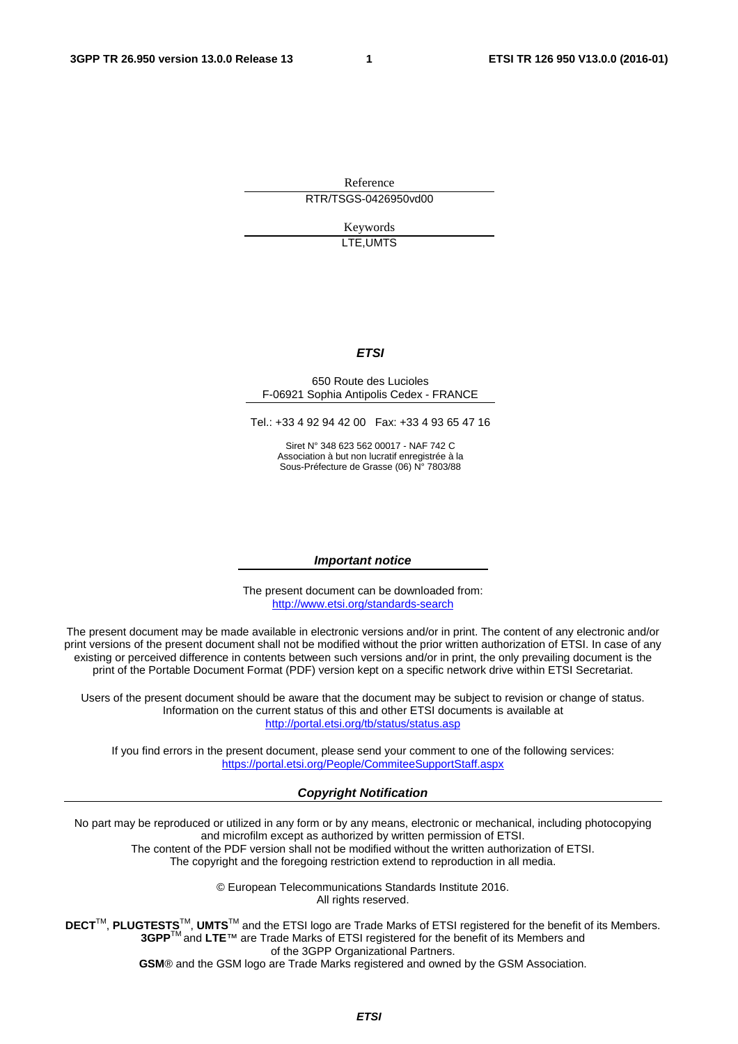Reference

RTR/TSGS-0426950vd00

Keywords

LTE,UMTS

***ETSI***

650 Route des Lucioles
F-06921 Sophia Antipolis Cedex - FRANCE

Tel.: +33 4 92 94 42 00 Fax: +33 4 93 65 47 16

Siret N° 348 623 562 00017 - NAF 742 C
Association à but non lucratif enregistrée à la
Sous-Préfecture de Grasse (06) N° 7803/88

***Important notice***

The present document can be downloaded from:
http://www.etsi.org/standards-search

The present document may be made available in electronic versions and/or in print. The content of any electronic and/or print versions of the present document shall not be modified without the prior written authorization of ETSI. In case of any existing or perceived difference in contents between such versions and/or in print, the only prevailing document is the print of the Portable Document Format (PDF) version kept on a specific network drive within ETSI Secretariat.

Users of the present document should be aware that the document may be subject to revision or change of status. Information on the current status of this and other ETSI documents is available at
http://portal.etsi.org/tb/status/status.asp

If you find errors in the present document, please send your comment to one of the following services:
https://portal.etsi.org/People/CommiteeSupportStaff.aspx

***Copyright Notification***

No part may be reproduced or utilized in any form or by any means, electronic or mechanical, including photocopying and microfilm except as authorized by written permission of ETSI.
The content of the PDF version shall not be modified without the written authorization of ETSI.
The copyright and the foregoing restriction extend to reproduction in all media.

© European Telecommunications Standards Institute 2016.
All rights reserved.

**DECT**™, **PLUGTESTS**™, **UMTS**™ and the ETSI logo are Trade Marks of ETSI registered for the benefit of its Members.
**3GPP**™ and **LTE**™ are Trade Marks of ETSI registered for the benefit of its Members and of the 3GPP Organizational Partners.
**GSM**® and the GSM logo are Trade Marks registered and owned by the GSM Association.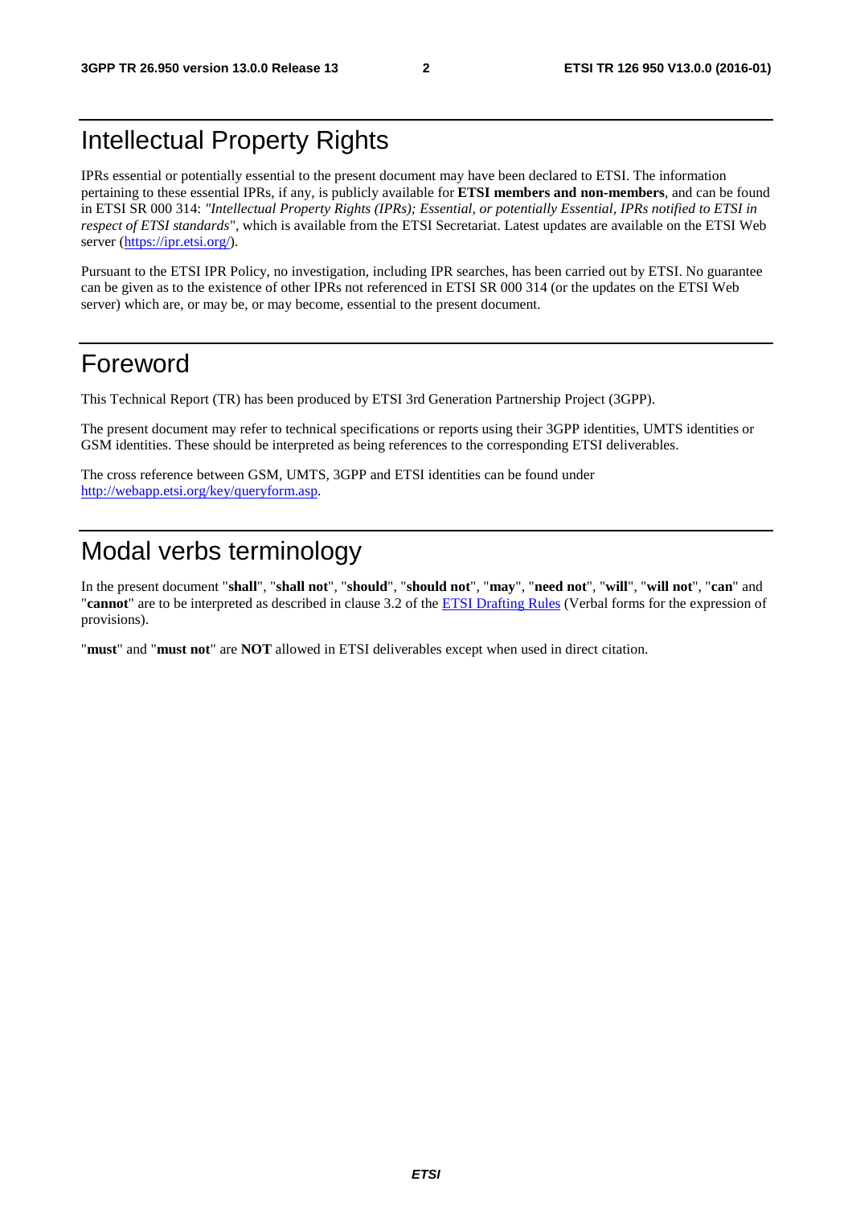# Intellectual Property Rights

IPRs essential or potentially essential to the present document may have been declared to ETSI. The information pertaining to these essential IPRs, if any, is publicly available for **ETSI members and non-members**, and can be found in ETSI SR 000 314: *"Intellectual Property Rights (IPRs); Essential, or potentially Essential, IPRs notified to ETSI in respect of ETSI standards"*, which is available from the ETSI Secretariat. Latest updates are available on the ETSI Web server (https://ipr.etsi.org/).

Pursuant to the ETSI IPR Policy, no investigation, including IPR searches, has been carried out by ETSI. No guarantee can be given as to the existence of other IPRs not referenced in ETSI SR 000 314 (or the updates on the ETSI Web server) which are, or may be, or may become, essential to the present document.

# Foreword

This Technical Report (TR) has been produced by ETSI 3rd Generation Partnership Project (3GPP).

The present document may refer to technical specifications or reports using their 3GPP identities, UMTS identities or GSM identities. These should be interpreted as being references to the corresponding ETSI deliverables.

The cross reference between GSM, UMTS, 3GPP and ETSI identities can be found under http://webapp.etsi.org/key/queryform.asp.

# Modal verbs terminology

In the present document "**shall**", "**shall not**", "**should**", "**should not**", "**may**", "**need not**", "**will**", "**will not**", "**can**" and "**cannot**" are to be interpreted as described in clause 3.2 of the ETSI Drafting Rules (Verbal forms for the expression of provisions).

"**must**" and "**must not**" are **NOT** allowed in ETSI deliverables except when used in direct citation.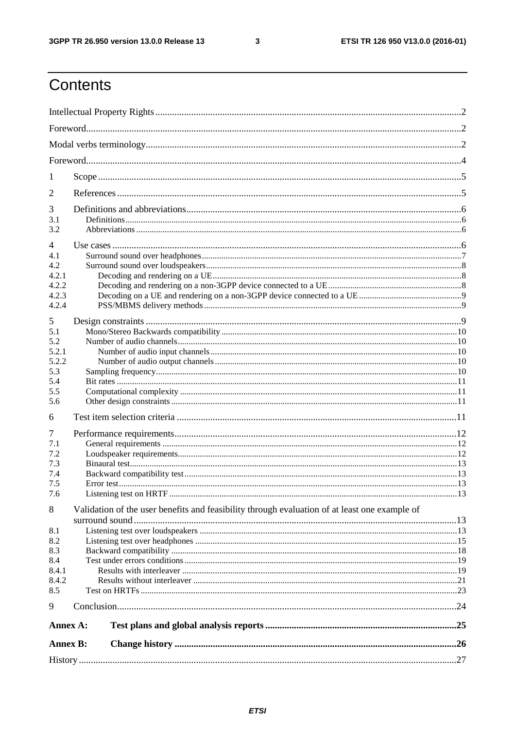# Contents

Intellectual Property Rights .......... 2

Foreword .......... 2

Modal verbs terminology .......... 2

Foreword .......... 4

1 Scope .......... 5

2 References .......... 5

3 Definitions and abbreviations .......... 6
- 3.1 Definitions .......... 6
- 3.2 Abbreviations .......... 6

4 Use cases .......... 6
- 4.1 Surround sound over headphones .......... 7
- 4.2 Surround sound over loudspeakers .......... 8
  - 4.2.1 Decoding and rendering on a UE .......... 8
  - 4.2.2 Decoding and rendering on a non-3GPP device connected to a UE .......... 8
  - 4.2.3 Decoding on a UE and rendering on a non-3GPP device connected to a UE .......... 9
  - 4.2.4 PSS/MBMS delivery methods .......... 9

5 Design constraints .......... 9
- 5.1 Mono/Stereo Backwards compatibility .......... 10
- 5.2 Number of audio channels .......... 10
  - 5.2.1 Number of audio input channels .......... 10
  - 5.2.2 Number of audio output channels .......... 10
- 5.3 Sampling frequency .......... 10
- 5.4 Bit rates .......... 11
- 5.5 Computational complexity .......... 11
- 5.6 Other design constraints .......... 11

6 Test item selection criteria .......... 11

7 Performance requirements .......... 12
- 7.1 General requirements .......... 12
- 7.2 Loudspeaker requirements .......... 12
- 7.3 Binaural test .......... 13
- 7.4 Backward compatibility test .......... 13
- 7.5 Error test .......... 13
- 7.6 Listening test on HRTF .......... 13

8 Validation of the user benefits and feasibility through evaluation of at least one example of surround sound .......... 13
- 8.1 Listening test over loudspeakers .......... 13
- 8.2 Listening test over headphones .......... 15
- 8.3 Backward compatibility .......... 18
- 8.4 Test under errors conditions .......... 19
  - 8.4.1 Results with interleaver .......... 19
  - 8.4.2 Results without interleaver .......... 21
- 8.5 Test on HRTFs .......... 23

9 Conclusion .......... 24

**Annex A: Test plans and global analysis reports .......... 25**

**Annex B: Change history .......... 26**

History .......... 27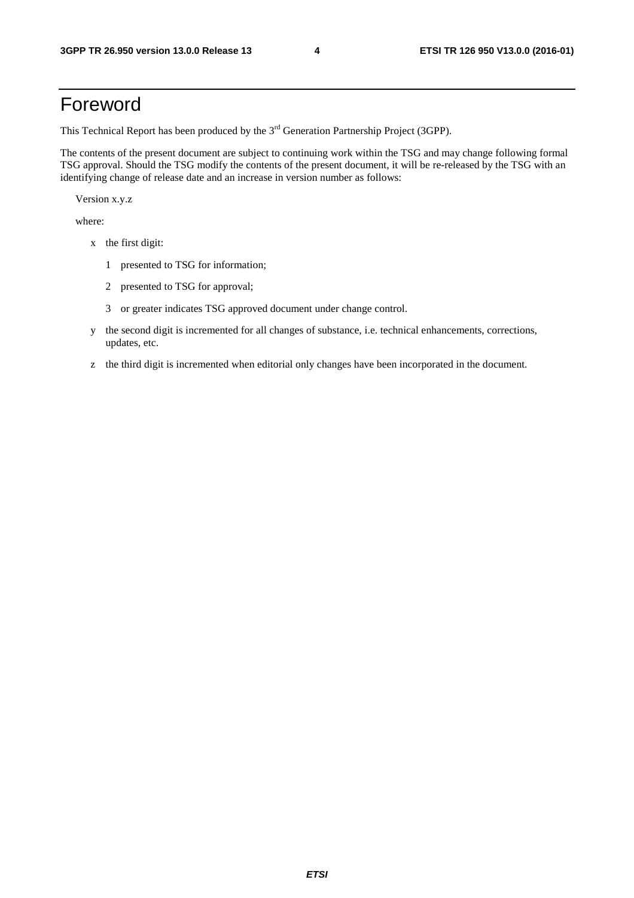# Foreword

This Technical Report has been produced by the 3rd Generation Partnership Project (3GPP).

The contents of the present document are subject to continuing work within the TSG and may change following formal TSG approval. Should the TSG modify the contents of the present document, it will be re-released by the TSG with an identifying change of release date and an increase in version number as follows:

Version x.y.z

where:

- x the first digit:
  - 1 presented to TSG for information;
  - 2 presented to TSG for approval;
  - 3 or greater indicates TSG approved document under change control.
- y the second digit is incremented for all changes of substance, i.e. technical enhancements, corrections, updates, etc.
- z the third digit is incremented when editorial only changes have been incorporated in the document.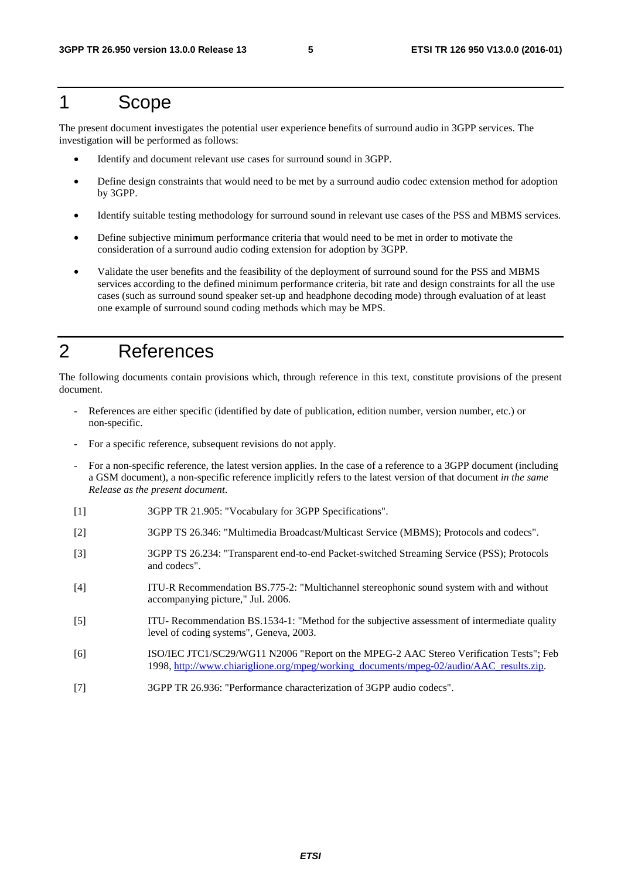# 1 Scope

The present document investigates the potential user experience benefits of surround audio in 3GPP services. The investigation will be performed as follows:

- Identify and document relevant use cases for surround sound in 3GPP.
- Define design constraints that would need to be met by a surround audio codec extension method for adoption by 3GPP.
- Identify suitable testing methodology for surround sound in relevant use cases of the PSS and MBMS services.
- Define subjective minimum performance criteria that would need to be met in order to motivate the consideration of a surround audio coding extension for adoption by 3GPP.
- Validate the user benefits and the feasibility of the deployment of surround sound for the PSS and MBMS services according to the defined minimum performance criteria, bit rate and design constraints for all the use cases (such as surround sound speaker set-up and headphone decoding mode) through evaluation of at least one example of surround sound coding methods which may be MPS.

# 2 References

The following documents contain provisions which, through reference in this text, constitute provisions of the present document.

- References are either specific (identified by date of publication, edition number, version number, etc.) or non-specific.
- For a specific reference, subsequent revisions do not apply.
- For a non-specific reference, the latest version applies. In the case of a reference to a 3GPP document (including a GSM document), a non-specific reference implicitly refers to the latest version of that document *in the same Release as the present document*.

[1] 3GPP TR 21.905: "Vocabulary for 3GPP Specifications".

[2] 3GPP TS 26.346: "Multimedia Broadcast/Multicast Service (MBMS); Protocols and codecs".

[3] 3GPP TS 26.234: "Transparent end-to-end Packet-switched Streaming Service (PSS); Protocols and codecs".

[4] ITU-R Recommendation BS.775-2: "Multichannel stereophonic sound system with and without accompanying picture," Jul. 2006.

[5] ITU- Recommendation BS.1534-1: "Method for the subjective assessment of intermediate quality level of coding systems", Geneva, 2003.

[6] ISO/IEC JTC1/SC29/WG11 N2006 "Report on the MPEG-2 AAC Stereo Verification Tests"; Feb 1998, http://www.chiariglione.org/mpeg/working_documents/mpeg-02/audio/AAC_results.zip.

[7] 3GPP TR 26.936: "Performance characterization of 3GPP audio codecs".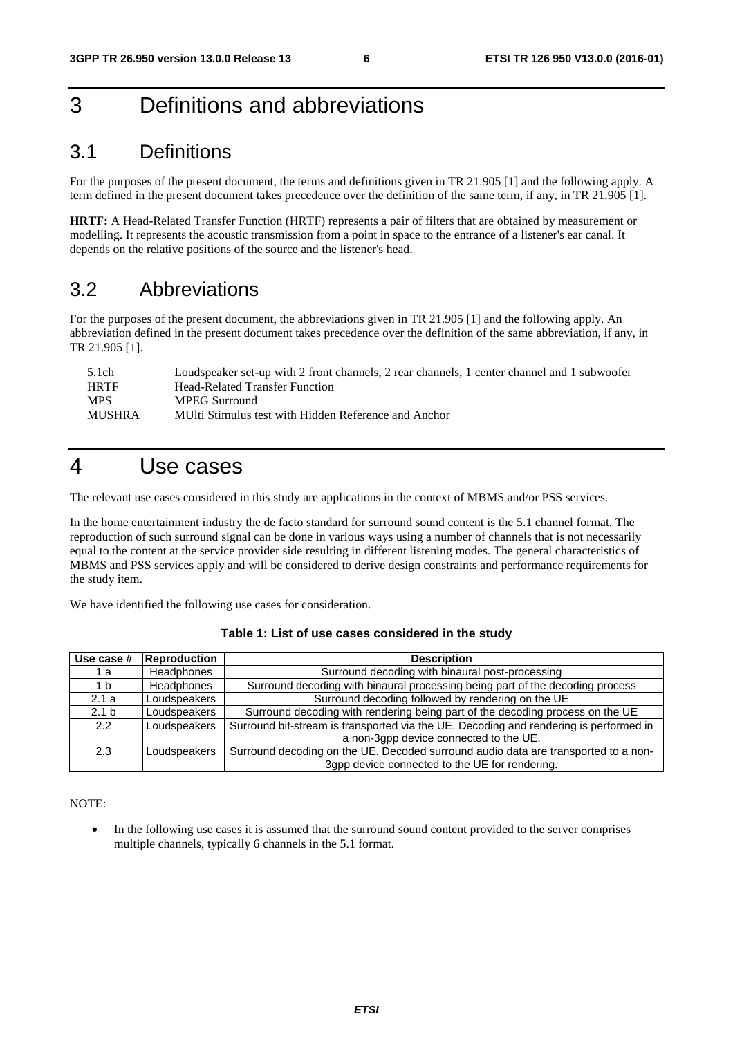# 3 Definitions and abbreviations

## 3.1 Definitions

For the purposes of the present document, the terms and definitions given in TR 21.905 [1] and the following apply. A term defined in the present document takes precedence over the definition of the same term, if any, in TR 21.905 [1].

**HRTF:** A Head-Related Transfer Function (HRTF) represents a pair of filters that are obtained by measurement or modelling. It represents the acoustic transmission from a point in space to the entrance of a listener's ear canal. It depends on the relative positions of the source and the listener's head.

## 3.2 Abbreviations

For the purposes of the present document, the abbreviations given in TR 21.905 [1] and the following apply. An abbreviation defined in the present document takes precedence over the definition of the same abbreviation, if any, in TR 21.905 [1].

| | |
|---|---|
| 5.1ch | Loudspeaker set-up with 2 front channels, 2 rear channels, 1 center channel and 1 subwoofer |
| HRTF | Head-Related Transfer Function |
| MPS | MPEG Surround |
| MUSHRA | MUlti Stimulus test with Hidden Reference and Anchor |

# 4 Use cases

The relevant use cases considered in this study are applications in the context of MBMS and/or PSS services.

In the home entertainment industry the de facto standard for surround sound content is the 5.1 channel format. The reproduction of such surround signal can be done in various ways using a number of channels that is not necessarily equal to the content at the service provider side resulting in different listening modes. The general characteristics of MBMS and PSS services apply and will be considered to derive design constraints and performance requirements for the study item.

We have identified the following use cases for consideration.

**Table 1: List of use cases considered in the study**

| Use case # | Reproduction | Description |
|---|---|---|
| 1 a | Headphones | Surround decoding with binaural post-processing |
| 1 b | Headphones | Surround decoding with binaural processing being part of the decoding process |
| 2.1 a | Loudspeakers | Surround decoding followed by rendering on the UE |
| 2.1 b | Loudspeakers | Surround decoding with rendering being part of the decoding process on the UE |
| 2.2 | Loudspeakers | Surround bit-stream is transported via the UE. Decoding and rendering is performed in a non-3gpp device connected to the UE. |
| 2.3 | Loudspeakers | Surround decoding on the UE. Decoded surround audio data are transported to a non-3gpp device connected to the UE for rendering. |

NOTE:

- In the following use cases it is assumed that the surround sound content provided to the server comprises multiple channels, typically 6 channels in the 5.1 format.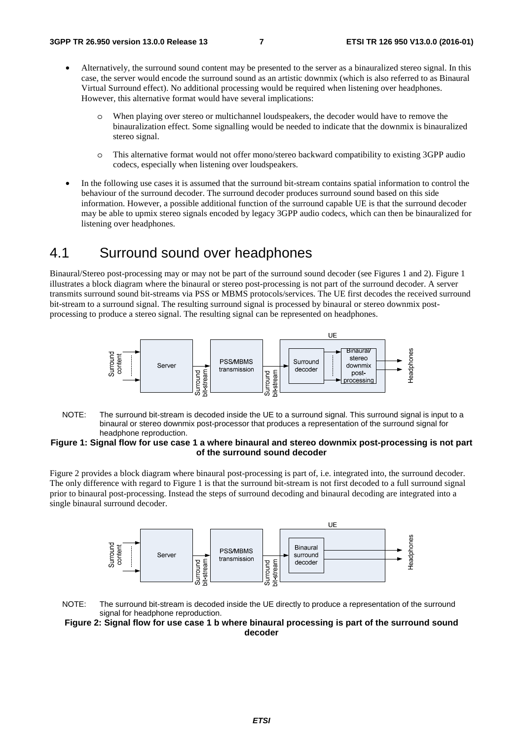- Alternatively, the surround sound content may be presented to the server as a binauralized stereo signal. In this case, the server would encode the surround sound as an artistic downmix (which is also referred to as Binaural Virtual Surround effect). No additional processing would be required when listening over headphones. However, this alternative format would have several implications:

  - When playing over stereo or multichannel loudspeakers, the decoder would have to remove the binauralization effect. Some signalling would be needed to indicate that the downmix is binauralized stereo signal.

  - This alternative format would not offer mono/stereo backward compatibility to existing 3GPP audio codecs, especially when listening over loudspeakers.

- In the following use cases it is assumed that the surround bit-stream contains spatial information to control the behaviour of the surround decoder. The surround decoder produces surround sound based on this side information. However, a possible additional function of the surround capable UE is that the surround decoder may be able to upmix stereo signals encoded by legacy 3GPP audio codecs, which can then be binauralized for listening over headphones.

## 4.1 Surround sound over headphones

Binaural/Stereo post-processing may or may not be part of the surround sound decoder (see Figures 1 and 2). Figure 1 illustrates a block diagram where the binaural or stereo post-processing is not part of the surround decoder. A server transmits surround sound bit-streams via PSS or MBMS protocols/services. The UE first decodes the received surround bit-stream to a surround signal. The resulting surround signal is processed by binaural or stereo downmix post-processing to produce a stereo signal. The resulting signal can be represented on headphones.

NOTE: The surround bit-stream is decoded inside the UE to a surround signal. This surround signal is input to a binaural or stereo downmix post-processor that produces a representation of the surround signal for headphone reproduction.

**Figure 1: Signal flow for use case 1 a where binaural and stereo downmix post-processing is not part of the surround sound decoder**

Figure 2 provides a block diagram where binaural post-processing is part of, i.e. integrated into, the surround decoder. The only difference with regard to Figure 1 is that the surround bit-stream is not first decoded to a full surround signal prior to binaural post-processing. Instead the steps of surround decoding and binaural decoding are integrated into a single binaural surround decoder.

NOTE: The surround bit-stream is decoded inside the UE directly to produce a representation of the surround signal for headphone reproduction.

**Figure 2: Signal flow for use case 1 b where binaural processing is part of the surround sound decoder**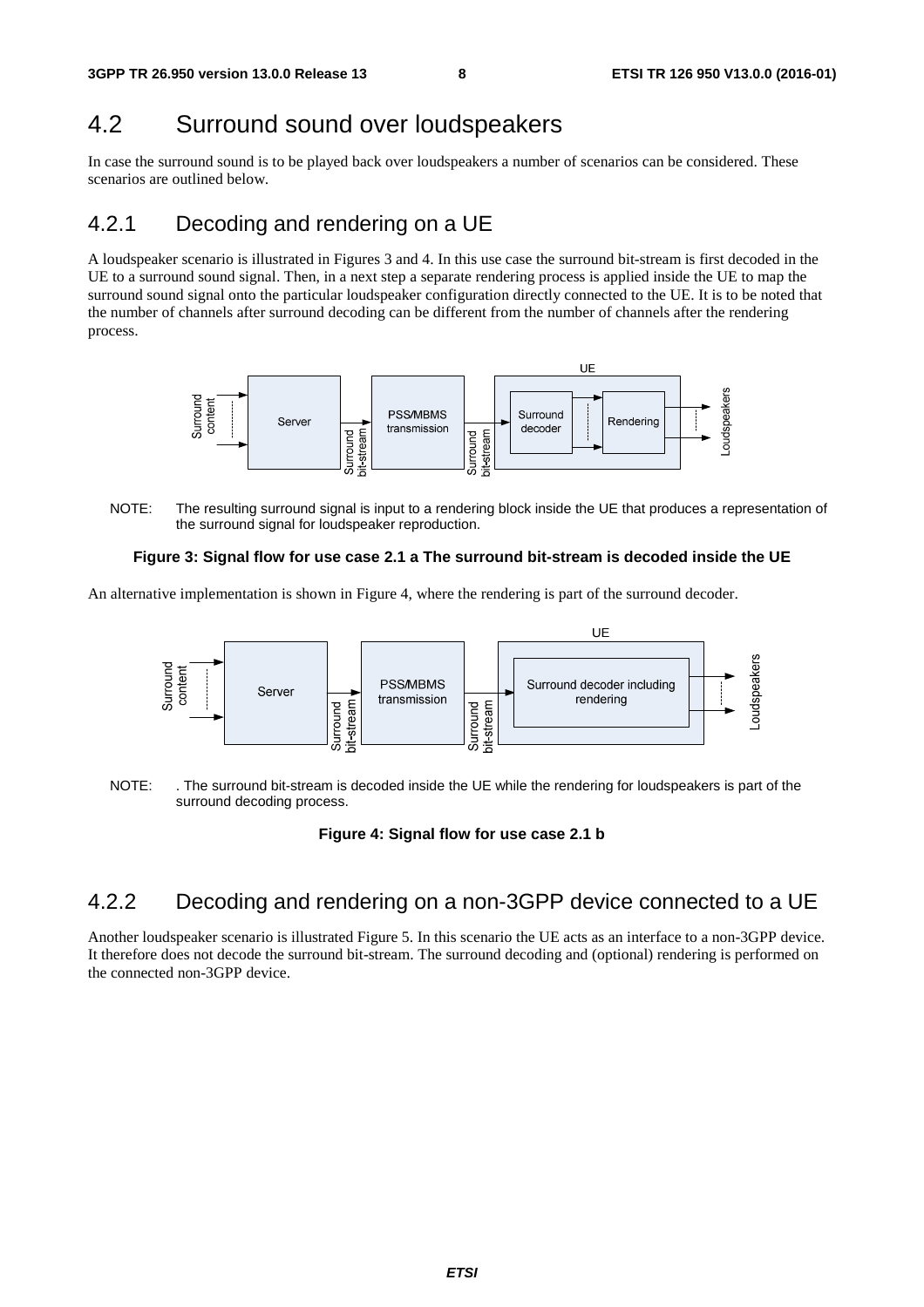## 4.2 Surround sound over loudspeakers

In case the surround sound is to be played back over loudspeakers a number of scenarios can be considered. These scenarios are outlined below.

### 4.2.1 Decoding and rendering on a UE

A loudspeaker scenario is illustrated in Figures 3 and 4. In this use case the surround bit-stream is first decoded in the UE to a surround sound signal. Then, in a next step a separate rendering process is applied inside the UE to map the surround sound signal onto the particular loudspeaker configuration directly connected to the UE. It is to be noted that the number of channels after surround decoding can be different from the number of channels after the rendering process.

NOTE: The resulting surround signal is input to a rendering block inside the UE that produces a representation of the surround signal for loudspeaker reproduction.

**Figure 3: Signal flow for use case 2.1 a The surround bit-stream is decoded inside the UE**

An alternative implementation is shown in Figure 4, where the rendering is part of the surround decoder.

NOTE: . The surround bit-stream is decoded inside the UE while the rendering for loudspeakers is part of the surround decoding process.

**Figure 4: Signal flow for use case 2.1 b**

### 4.2.2 Decoding and rendering on a non-3GPP device connected to a UE

Another loudspeaker scenario is illustrated Figure 5. In this scenario the UE acts as an interface to a non-3GPP device. It therefore does not decode the surround bit-stream. The surround decoding and (optional) rendering is performed on the connected non-3GPP device.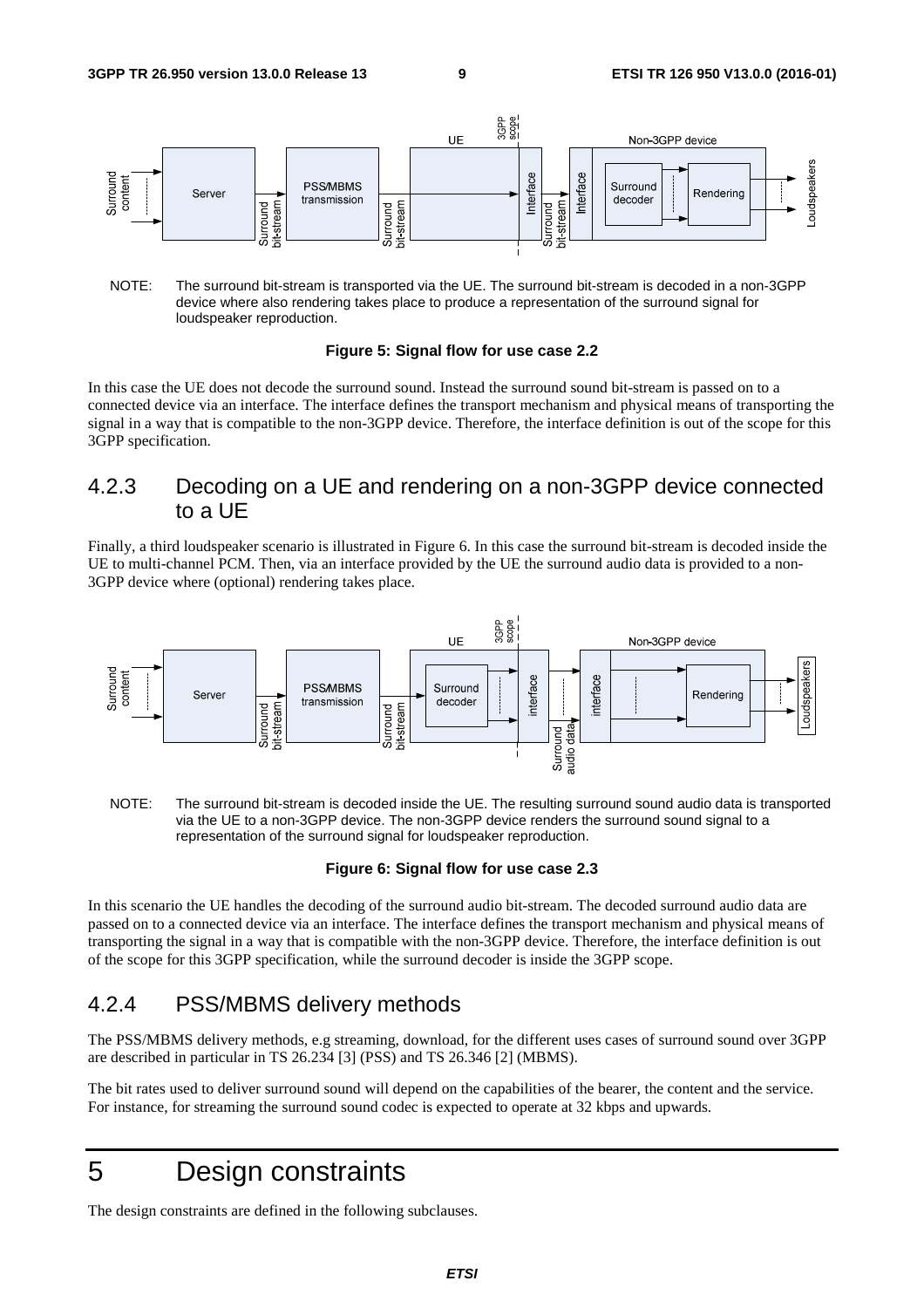NOTE: The surround bit-stream is transported via the UE. The surround bit-stream is decoded in a non-3GPP device where also rendering takes place to produce a representation of the surround signal for loudspeaker reproduction.

**Figure 5: Signal flow for use case 2.2**

In this case the UE does not decode the surround sound. Instead the surround sound bit-stream is passed on to a connected device via an interface. The interface defines the transport mechanism and physical means of transporting the signal in a way that is compatible to the non-3GPP device. Therefore, the interface definition is out of the scope for this 3GPP specification.

### 4.2.3 Decoding on a UE and rendering on a non-3GPP device connected to a UE

Finally, a third loudspeaker scenario is illustrated in Figure 6. In this case the surround bit-stream is decoded inside the UE to multi-channel PCM. Then, via an interface provided by the UE the surround audio data is provided to a non-3GPP device where (optional) rendering takes place.

NOTE: The surround bit-stream is decoded inside the UE. The resulting surround sound audio data is transported via the UE to a non-3GPP device. The non-3GPP device renders the surround sound signal to a representation of the surround signal for loudspeaker reproduction.

**Figure 6: Signal flow for use case 2.3**

In this scenario the UE handles the decoding of the surround audio bit-stream. The decoded surround audio data are passed on to a connected device via an interface. The interface defines the transport mechanism and physical means of transporting the signal in a way that is compatible with the non-3GPP device. Therefore, the interface definition is out of the scope for this 3GPP specification, while the surround decoder is inside the 3GPP scope.

### 4.2.4 PSS/MBMS delivery methods

The PSS/MBMS delivery methods, e.g streaming, download, for the different uses cases of surround sound over 3GPP are described in particular in TS 26.234 [3] (PSS) and TS 26.346 [2] (MBMS).

The bit rates used to deliver surround sound will depend on the capabilities of the bearer, the content and the service. For instance, for streaming the surround sound codec is expected to operate at 32 kbps and upwards.

# 5 Design constraints

The design constraints are defined in the following subclauses.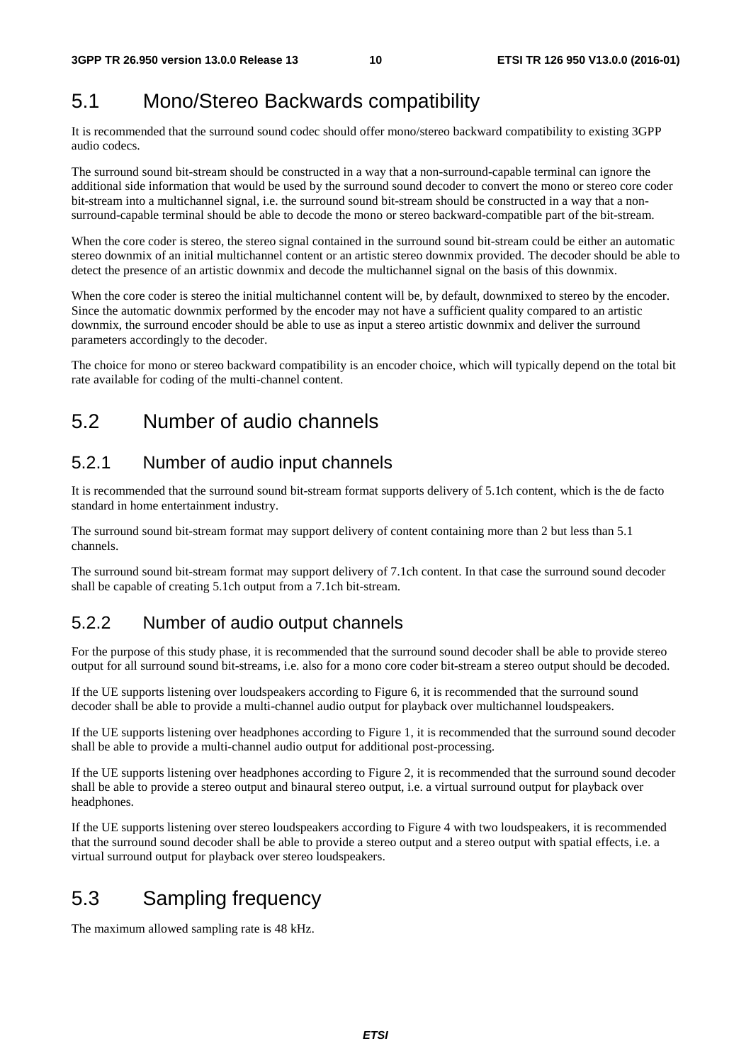## 5.1 Mono/Stereo Backwards compatibility

It is recommended that the surround sound codec should offer mono/stereo backward compatibility to existing 3GPP audio codecs.

The surround sound bit-stream should be constructed in a way that a non-surround-capable terminal can ignore the additional side information that would be used by the surround sound decoder to convert the mono or stereo core coder bit-stream into a multichannel signal, i.e. the surround sound bit-stream should be constructed in a way that a non-surround-capable terminal should be able to decode the mono or stereo backward-compatible part of the bit-stream.

When the core coder is stereo, the stereo signal contained in the surround sound bit-stream could be either an automatic stereo downmix of an initial multichannel content or an artistic stereo downmix provided. The decoder should be able to detect the presence of an artistic downmix and decode the multichannel signal on the basis of this downmix.

When the core coder is stereo the initial multichannel content will be, by default, downmixed to stereo by the encoder. Since the automatic downmix performed by the encoder may not have a sufficient quality compared to an artistic downmix, the surround encoder should be able to use as input a stereo artistic downmix and deliver the surround parameters accordingly to the decoder.

The choice for mono or stereo backward compatibility is an encoder choice, which will typically depend on the total bit rate available for coding of the multi-channel content.

## 5.2 Number of audio channels

### 5.2.1 Number of audio input channels

It is recommended that the surround sound bit-stream format supports delivery of 5.1ch content, which is the de facto standard in home entertainment industry.

The surround sound bit-stream format may support delivery of content containing more than 2 but less than 5.1 channels.

The surround sound bit-stream format may support delivery of 7.1ch content. In that case the surround sound decoder shall be capable of creating 5.1ch output from a 7.1ch bit-stream.

### 5.2.2 Number of audio output channels

For the purpose of this study phase, it is recommended that the surround sound decoder shall be able to provide stereo output for all surround sound bit-streams, i.e. also for a mono core coder bit-stream a stereo output should be decoded.

If the UE supports listening over loudspeakers according to Figure 6, it is recommended that the surround sound decoder shall be able to provide a multi-channel audio output for playback over multichannel loudspeakers.

If the UE supports listening over headphones according to Figure 1, it is recommended that the surround sound decoder shall be able to provide a multi-channel audio output for additional post-processing.

If the UE supports listening over headphones according to Figure 2, it is recommended that the surround sound decoder shall be able to provide a stereo output and binaural stereo output, i.e. a virtual surround output for playback over headphones.

If the UE supports listening over stereo loudspeakers according to Figure 4 with two loudspeakers, it is recommended that the surround sound decoder shall be able to provide a stereo output and a stereo output with spatial effects, i.e. a virtual surround output for playback over stereo loudspeakers.

## 5.3 Sampling frequency

The maximum allowed sampling rate is 48 kHz.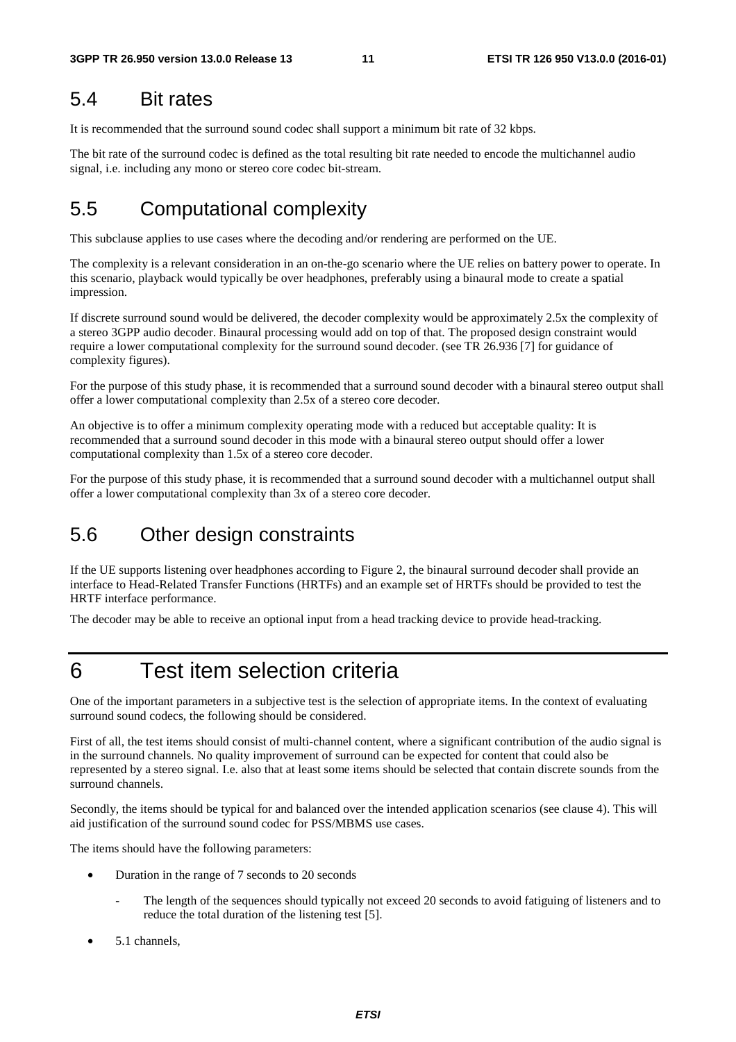## 5.4 Bit rates

It is recommended that the surround sound codec shall support a minimum bit rate of 32 kbps.

The bit rate of the surround codec is defined as the total resulting bit rate needed to encode the multichannel audio signal, i.e. including any mono or stereo core codec bit-stream.

## 5.5 Computational complexity

This subclause applies to use cases where the decoding and/or rendering are performed on the UE.

The complexity is a relevant consideration in an on-the-go scenario where the UE relies on battery power to operate. In this scenario, playback would typically be over headphones, preferably using a binaural mode to create a spatial impression.

If discrete surround sound would be delivered, the decoder complexity would be approximately 2.5x the complexity of a stereo 3GPP audio decoder. Binaural processing would add on top of that. The proposed design constraint would require a lower computational complexity for the surround sound decoder. (see TR 26.936 [7] for guidance of complexity figures).

For the purpose of this study phase, it is recommended that a surround sound decoder with a binaural stereo output shall offer a lower computational complexity than 2.5x of a stereo core decoder.

An objective is to offer a minimum complexity operating mode with a reduced but acceptable quality: It is recommended that a surround sound decoder in this mode with a binaural stereo output should offer a lower computational complexity than 1.5x of a stereo core decoder.

For the purpose of this study phase, it is recommended that a surround sound decoder with a multichannel output shall offer a lower computational complexity than 3x of a stereo core decoder.

## 5.6 Other design constraints

If the UE supports listening over headphones according to Figure 2, the binaural surround decoder shall provide an interface to Head-Related Transfer Functions (HRTFs) and an example set of HRTFs should be provided to test the HRTF interface performance.

The decoder may be able to receive an optional input from a head tracking device to provide head-tracking.

# 6 Test item selection criteria

One of the important parameters in a subjective test is the selection of appropriate items. In the context of evaluating surround sound codecs, the following should be considered.

First of all, the test items should consist of multi-channel content, where a significant contribution of the audio signal is in the surround channels. No quality improvement of surround can be expected for content that could also be represented by a stereo signal. I.e. also that at least some items should be selected that contain discrete sounds from the surround channels.

Secondly, the items should be typical for and balanced over the intended application scenarios (see clause 4). This will aid justification of the surround sound codec for PSS/MBMS use cases.

The items should have the following parameters:

- Duration in the range of 7 seconds to 20 seconds
  - The length of the sequences should typically not exceed 20 seconds to avoid fatiguing of listeners and to reduce the total duration of the listening test [5].
- 5.1 channels,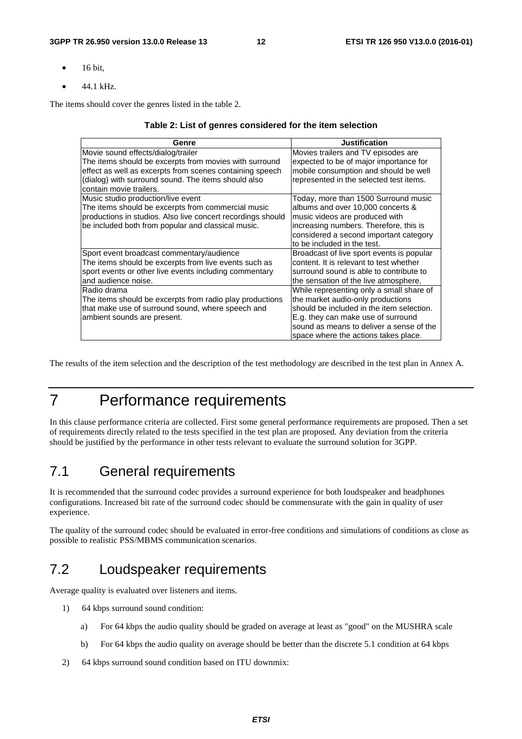- 16 bit,
- 44.1 kHz.

The items should cover the genres listed in the table 2.

**Table 2: List of genres considered for the item selection**

| Genre | Justification |
|---|---|
| Movie sound effects/dialog/trailer<br>The items should be excerpts from movies with surround effect as well as excerpts from scenes containing speech (dialog) with surround sound. The items should also contain movie trailers. | Movies trailers and TV episodes are expected to be of major importance for mobile consumption and should be well represented in the selected test items. |
| Music studio production/live event<br>The items should be excerpts from commercial music productions in studios. Also live concert recordings should be included both from popular and classical music. | Today, more than 1500 Surround music albums and over 10,000 concerts & music videos are produced with increasing numbers. Therefore, this is considered a second important category to be included in the test. |
| Sport event broadcast commentary/audience<br>The items should be excerpts from live events such as sport events or other live events including commentary and audience noise. | Broadcast of live sport events is popular content. It is relevant to test whether surround sound is able to contribute to the sensation of the live atmosphere. |
| Radio drama<br>The items should be excerpts from radio play productions that make use of surround sound, where speech and ambient sounds are present. | While representing only a small share of the market audio-only productions should be included in the item selection. E.g. they can make use of surround sound as means to deliver a sense of the space where the actions takes place. |

The results of the item selection and the description of the test methodology are described in the test plan in Annex A.

# 7 Performance requirements

In this clause performance criteria are collected. First some general performance requirements are proposed. Then a set of requirements directly related to the tests specified in the test plan are proposed. Any deviation from the criteria should be justified by the performance in other tests relevant to evaluate the surround solution for 3GPP.

## 7.1 General requirements

It is recommended that the surround codec provides a surround experience for both loudspeaker and headphones configurations. Increased bit rate of the surround codec should be commensurate with the gain in quality of user experience.

The quality of the surround codec should be evaluated in error-free conditions and simulations of conditions as close as possible to realistic PSS/MBMS communication scenarios.

## 7.2 Loudspeaker requirements

Average quality is evaluated over listeners and items.

1) 64 kbps surround sound condition:
   a) For 64 kbps the audio quality should be graded on average at least as "good" on the MUSHRA scale
   b) For 64 kbps the audio quality on average should be better than the discrete 5.1 condition at 64 kbps
2) 64 kbps surround sound condition based on ITU downmix: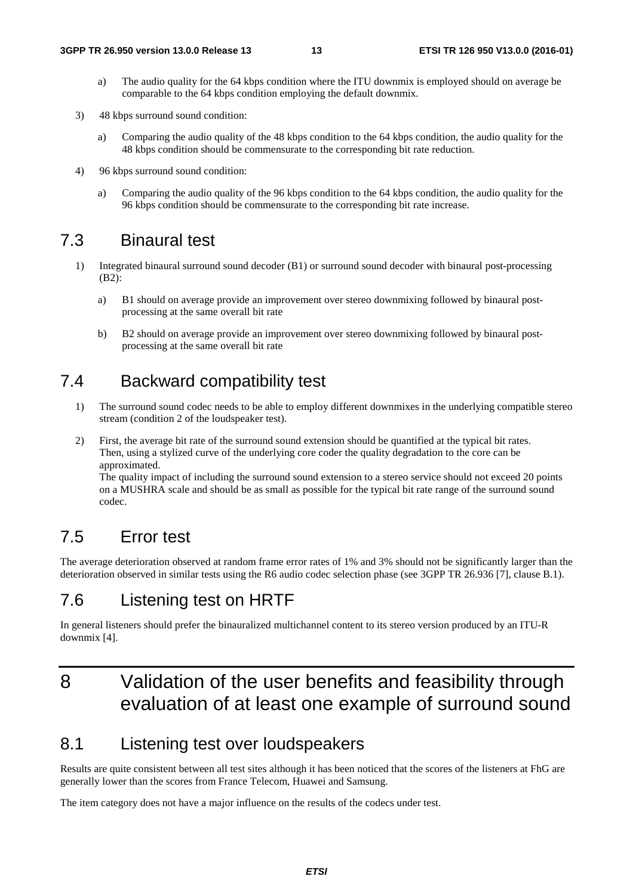a) The audio quality for the 64 kbps condition where the ITU downmix is employed should on average be comparable to the 64 kbps condition employing the default downmix.

3) 48 kbps surround sound condition:

   a) Comparing the audio quality of the 48 kbps condition to the 64 kbps condition, the audio quality for the 48 kbps condition should be commensurate to the corresponding bit rate reduction.

4) 96 kbps surround sound condition:

   a) Comparing the audio quality of the 96 kbps condition to the 64 kbps condition, the audio quality for the 96 kbps condition should be commensurate to the corresponding bit rate increase.

## 7.3 Binaural test

1) Integrated binaural surround sound decoder (B1) or surround sound decoder with binaural post-processing (B2):

   a) B1 should on average provide an improvement over stereo downmixing followed by binaural post-processing at the same overall bit rate

   b) B2 should on average provide an improvement over stereo downmixing followed by binaural post-processing at the same overall bit rate

## 7.4 Backward compatibility test

1) The surround sound codec needs to be able to employ different downmixes in the underlying compatible stereo stream (condition 2 of the loudspeaker test).

2) First, the average bit rate of the surround sound extension should be quantified at the typical bit rates. Then, using a stylized curve of the underlying core coder the quality degradation to the core can be approximated.
   The quality impact of including the surround sound extension to a stereo service should not exceed 20 points on a MUSHRA scale and should be as small as possible for the typical bit rate range of the surround sound codec.

## 7.5 Error test

The average deterioration observed at random frame error rates of 1% and 3% should not be significantly larger than the deterioration observed in similar tests using the R6 audio codec selection phase (see 3GPP TR 26.936 [7], clause B.1).

## 7.6 Listening test on HRTF

In general listeners should prefer the binauralized multichannel content to its stereo version produced by an ITU-R downmix [4].

# 8 Validation of the user benefits and feasibility through evaluation of at least one example of surround sound

## 8.1 Listening test over loudspeakers

Results are quite consistent between all test sites although it has been noticed that the scores of the listeners at FhG are generally lower than the scores from France Telecom, Huawei and Samsung.

The item category does not have a major influence on the results of the codecs under test.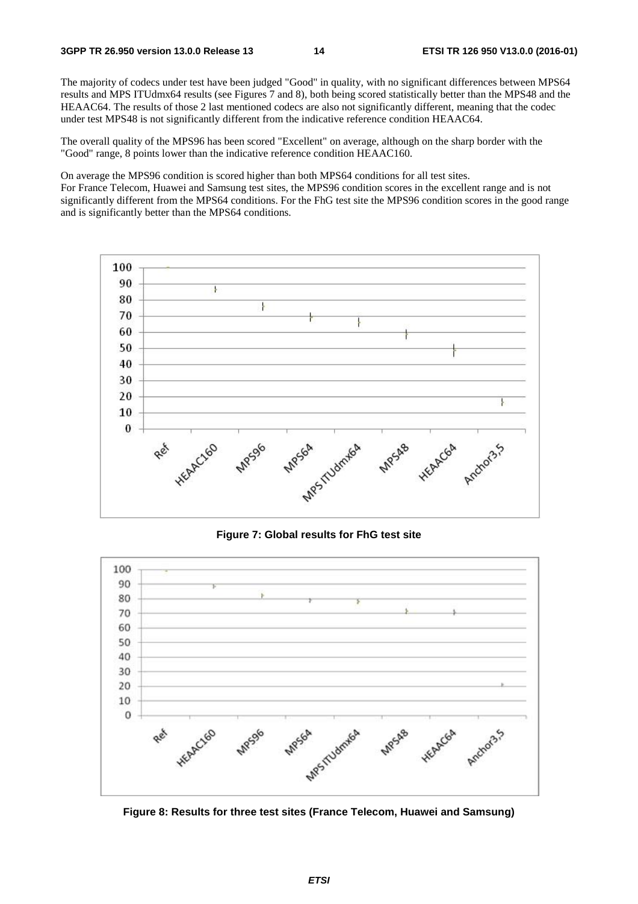The majority of codecs under test have been judged "Good" in quality, with no significant differences between MPS64 results and MPS ITUdmx64 results (see Figures 7 and 8), both being scored statistically better than the MPS48 and the HEAAC64. The results of those 2 last mentioned codecs are also not significantly different, meaning that the codec under test MPS48 is not significantly different from the indicative reference condition HEAAC64.

The overall quality of the MPS96 has been scored "Excellent" on average, although on the sharp border with the "Good" range, 8 points lower than the indicative reference condition HEAAC160.

On average the MPS96 condition is scored higher than both MPS64 conditions for all test sites.
For France Telecom, Huawei and Samsung test sites, the MPS96 condition scores in the excellent range and is not significantly different from the MPS64 conditions. For the FhG test site the MPS96 condition scores in the good range and is significantly better than the MPS64 conditions.

**Figure 7: Global results for FhG test site**

**Figure 8: Results for three test sites (France Telecom, Huawei and Samsung)**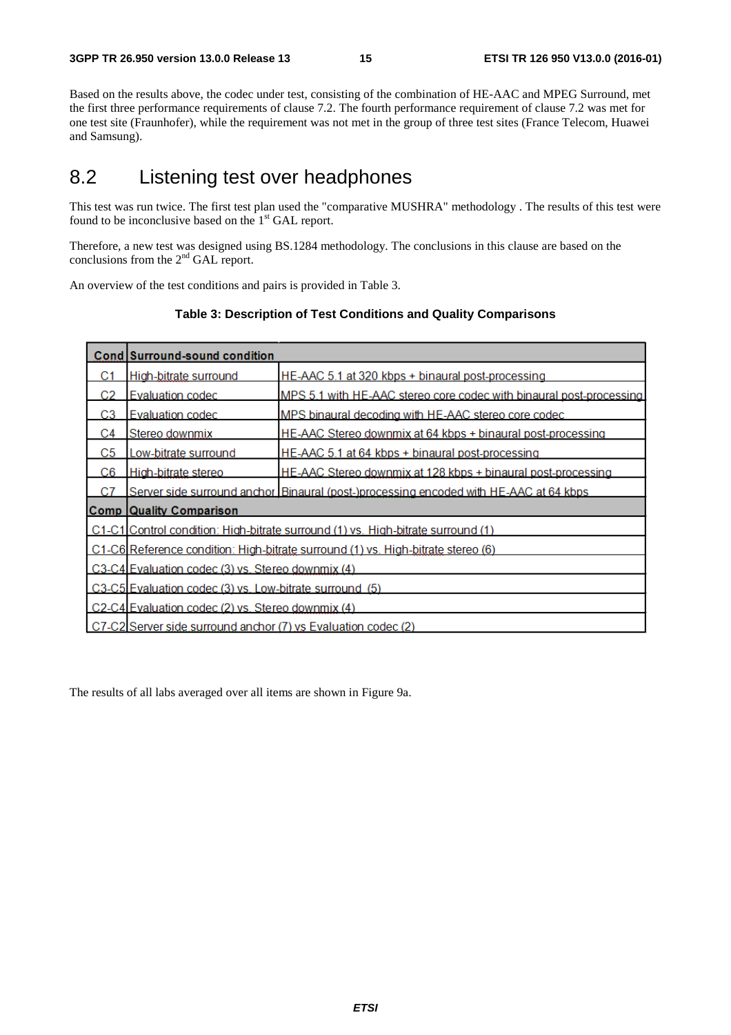Based on the results above, the codec under test, consisting of the combination of HE-AAC and MPEG Surround, met the first three performance requirements of clause 7.2. The fourth performance requirement of clause 7.2 was met for one test site (Fraunhofer), while the requirement was not met in the group of three test sites (France Telecom, Huawei and Samsung).

## 8.2 Listening test over headphones

This test was run twice. The first test plan used the "comparative MUSHRA" methodology . The results of this test were found to be inconclusive based on the 1st GAL report.

Therefore, a new test was designed using BS.1284 methodology. The conclusions in this clause are based on the conclusions from the 2nd GAL report.

An overview of the test conditions and pairs is provided in Table 3.

**Table 3: Description of Test Conditions and Quality Comparisons**

| Cond | Surround-sound condition | |
|---|---|---|
| C1 | High-bitrate surround | HE-AAC 5.1 at 320 kbps + binaural post-processing |
| C2 | Evaluation codec | MPS 5.1 with HE-AAC stereo core codec with binaural post-processing |
| C3 | Evaluation codec | MPS binaural decoding with HE-AAC stereo core codec |
| C4 | Stereo downmix | HE-AAC Stereo downmix at 64 kbps + binaural post-processing |
| C5 | Low-bitrate surround | HE-AAC 5.1 at 64 kbps + binaural post-processing |
| C6 | High-bitrate stereo | HE-AAC Stereo downmix at 128 kbps + binaural post-processing |
| C7 | Server side surround anchor | Binaural (post-)processing encoded with HE-AAC at 64 kbps |
| **Comp** | **Quality Comparison** | |
| C1-C1 | Control condition: High-bitrate surround (1) vs. High-bitrate surround (1) | |
| C1-C6 | Reference condition: High-bitrate surround (1) vs. High-bitrate stereo (6) | |
| C3-C4 | Evaluation codec (3) vs. Stereo downmix (4) | |
| C3-C5 | Evaluation codec (3) vs. Low-bitrate surround (5) | |
| C2-C4 | Evaluation codec (2) vs. Stereo downmix (4) | |
| C7-C2 | Server side surround anchor (7) vs Evaluation codec (2) | |

The results of all labs averaged over all items are shown in Figure 9a.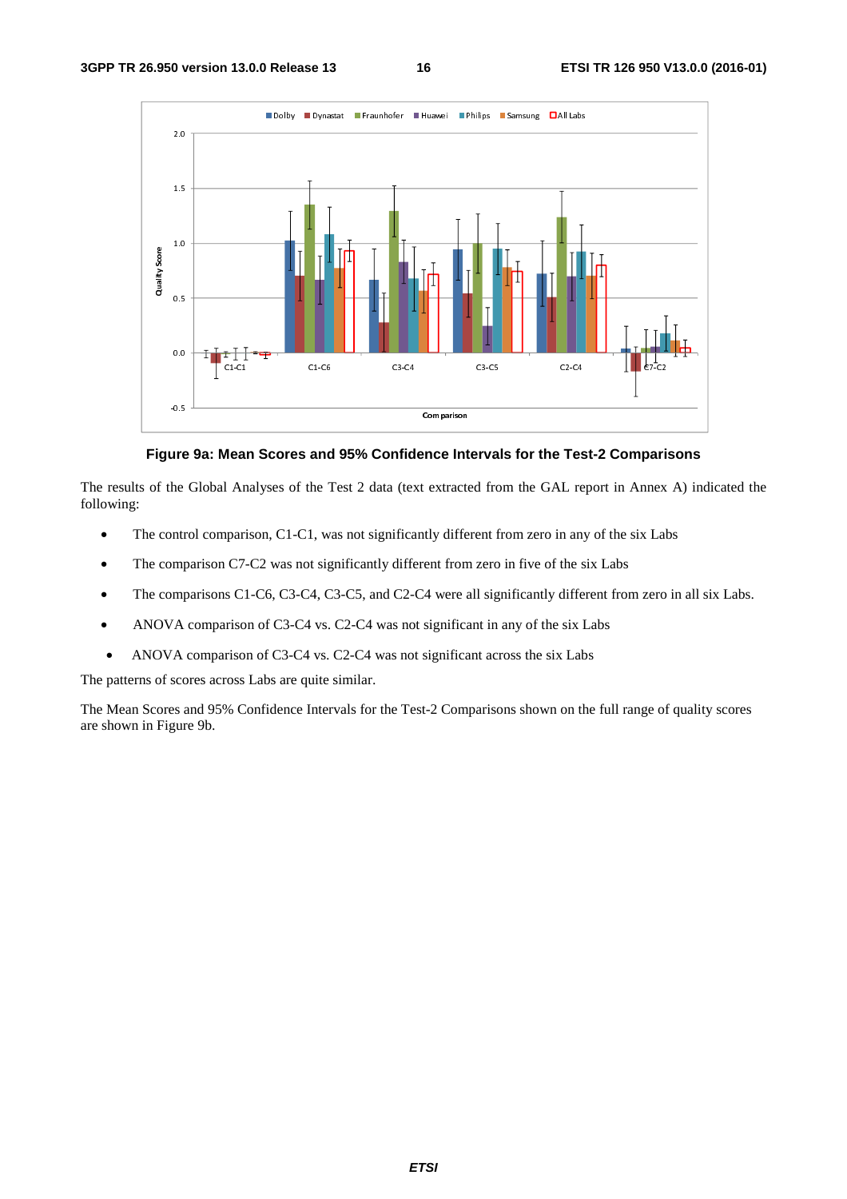**Figure 9a: Mean Scores and 95% Confidence Intervals for the Test-2 Comparisons**

The results of the Global Analyses of the Test 2 data (text extracted from the GAL report in Annex A) indicated the following:

- The control comparison, C1-C1, was not significantly different from zero in any of the six Labs
- The comparison C7-C2 was not significantly different from zero in five of the six Labs
- The comparisons C1-C6, C3-C4, C3-C5, and C2-C4 were all significantly different from zero in all six Labs.
- ANOVA comparison of C3-C4 vs. C2-C4 was not significant in any of the six Labs
- ANOVA comparison of C3-C4 vs. C2-C4 was not significant across the six Labs

The patterns of scores across Labs are quite similar.

The Mean Scores and 95% Confidence Intervals for the Test-2 Comparisons shown on the full range of quality scores are shown in Figure 9b.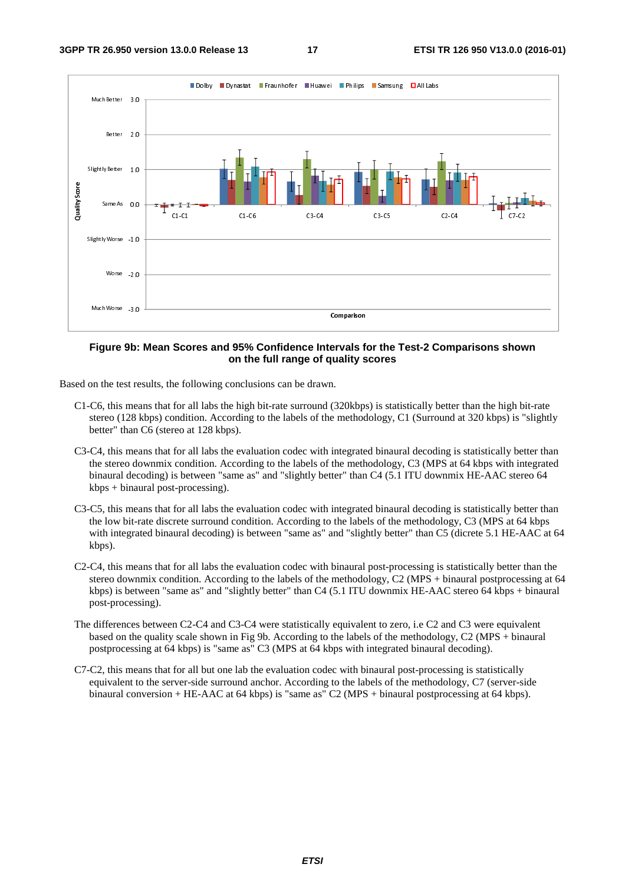**Figure 9b: Mean Scores and 95% Confidence Intervals for the Test-2 Comparisons shown on the full range of quality scores**

Based on the test results, the following conclusions can be drawn.

C1-C6, this means that for all labs the high bit-rate surround (320kbps) is statistically better than the high bit-rate stereo (128 kbps) condition. According to the labels of the methodology, C1 (Surround at 320 kbps) is "slightly better" than C6 (stereo at 128 kbps).

C3-C4, this means that for all labs the evaluation codec with integrated binaural decoding is statistically better than the stereo downmix condition. According to the labels of the methodology, C3 (MPS at 64 kbps with integrated binaural decoding) is between "same as" and "slightly better" than C4 (5.1 ITU downmix HE-AAC stereo 64 kbps + binaural post-processing).

C3-C5, this means that for all labs the evaluation codec with integrated binaural decoding is statistically better than the low bit-rate discrete surround condition. According to the labels of the methodology, C3 (MPS at 64 kbps with integrated binaural decoding) is between "same as" and "slightly better" than C5 (dicrete 5.1 HE-AAC at 64 kbps).

C2-C4, this means that for all labs the evaluation codec with binaural post-processing is statistically better than the stereo downmix condition. According to the labels of the methodology, C2 (MPS + binaural postprocessing at 64 kbps) is between "same as" and "slightly better" than C4 (5.1 ITU downmix HE-AAC stereo 64 kbps + binaural post-processing).

The differences between C2-C4 and C3-C4 were statistically equivalent to zero, i.e C2 and C3 were equivalent based on the quality scale shown in Fig 9b. According to the labels of the methodology, C2 (MPS + binaural postprocessing at 64 kbps) is "same as" C3 (MPS at 64 kbps with integrated binaural decoding).

C7-C2, this means that for all but one lab the evaluation codec with binaural post-processing is statistically equivalent to the server-side surround anchor. According to the labels of the methodology, C7 (server-side binaural conversion + HE-AAC at 64 kbps) is "same as" C2 (MPS + binaural postprocessing at 64 kbps).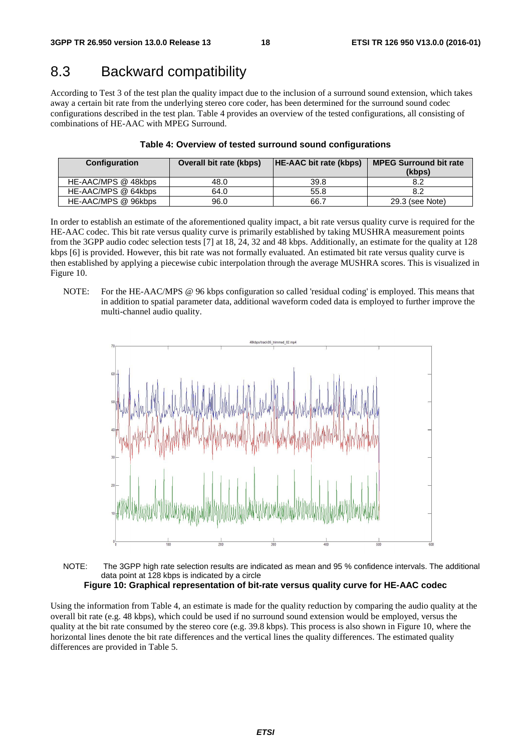## 8.3 Backward compatibility

According to Test 3 of the test plan the quality impact due to the inclusion of a surround sound extension, which takes away a certain bit rate from the underlying stereo core coder, has been determined for the surround sound codec configurations described in the test plan. Table 4 provides an overview of the tested configurations, all consisting of combinations of HE-AAC with MPEG Surround.

**Table 4: Overview of tested surround sound configurations**

| Configuration | Overall bit rate (kbps) | HE-AAC bit rate (kbps) | MPEG Surround bit rate (kbps) |
|---|---|---|---|
| HE-AAC/MPS @ 48kbps | 48.0 | 39.8 | 8.2 |
| HE-AAC/MPS @ 64kbps | 64.0 | 55.8 | 8.2 |
| HE-AAC/MPS @ 96kbps | 96.0 | 66.7 | 29.3 (see Note) |

In order to establish an estimate of the aforementioned quality impact, a bit rate versus quality curve is required for the HE-AAC codec. This bit rate versus quality curve is primarily established by taking MUSHRA measurement points from the 3GPP audio codec selection tests [7] at 18, 24, 32 and 48 kbps. Additionally, an estimate for the quality at 128 kbps [6] is provided. However, this bit rate was not formally evaluated. An estimated bit rate versus quality curve is then established by applying a piecewise cubic interpolation through the average MUSHRA scores. This is visualized in Figure 10.

NOTE: For the HE-AAC/MPS @ 96 kbps configuration so called 'residual coding' is employed. This means that in addition to spatial parameter data, additional waveform coded data is employed to further improve the multi-channel audio quality.

NOTE: The 3GPP high rate selection results are indicated as mean and 95 % confidence intervals. The additional data point at 128 kbps is indicated by a circle

**Figure 10: Graphical representation of bit-rate versus quality curve for HE-AAC codec**

Using the information from Table 4, an estimate is made for the quality reduction by comparing the audio quality at the overall bit rate (e.g. 48 kbps), which could be used if no surround sound extension would be employed, versus the quality at the bit rate consumed by the stereo core (e.g. 39.8 kbps). This process is also shown in Figure 10, where the horizontal lines denote the bit rate differences and the vertical lines the quality differences. The estimated quality differences are provided in Table 5.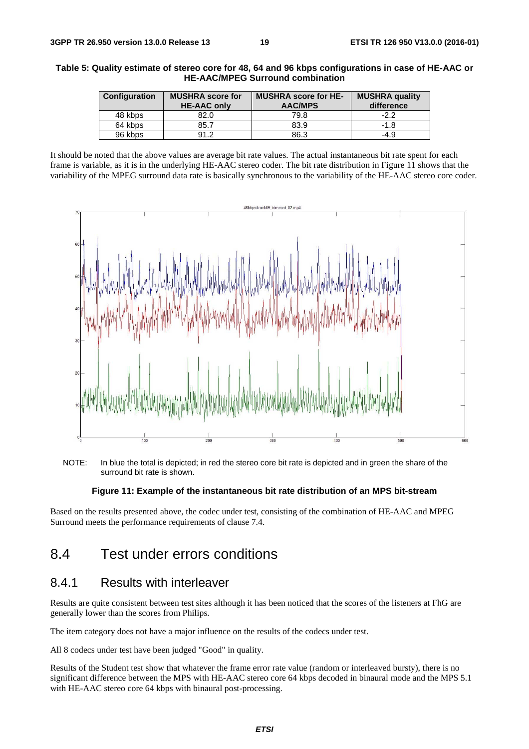**Table 5: Quality estimate of stereo core for 48, 64 and 96 kbps configurations in case of HE-AAC or HE-AAC/MPEG Surround combination**

| Configuration | MUSHRA score for HE-AAC only | MUSHRA score for HE-AAC/MPS | MUSHRA quality difference |
| --- | --- | --- | --- |
| 48 kbps | 82.0 | 79.8 | -2.2 |
| 64 kbps | 85.7 | 83.9 | -1.8 |
| 96 kbps | 91.2 | 86.3 | -4.9 |

It should be noted that the above values are average bit rate values. The actual instantaneous bit rate spent for each frame is variable, as it is in the underlying HE-AAC stereo coder. The bit rate distribution in Figure 11 shows that the variability of the MPEG surround data rate is basically synchronous to the variability of the HE-AAC stereo core coder.

NOTE: In blue the total is depicted; in red the stereo core bit rate is depicted and in green the share of the surround bit rate is shown.

**Figure 11: Example of the instantaneous bit rate distribution of an MPS bit-stream**

Based on the results presented above, the codec under test, consisting of the combination of HE-AAC and MPEG Surround meets the performance requirements of clause 7.4.

# 8.4 Test under errors conditions

## 8.4.1 Results with interleaver

Results are quite consistent between test sites although it has been noticed that the scores of the listeners at FhG are generally lower than the scores from Philips.

The item category does not have a major influence on the results of the codecs under test.

All 8 codecs under test have been judged "Good" in quality.

Results of the Student test show that whatever the frame error rate value (random or interleaved bursty), there is no significant difference between the MPS with HE-AAC stereo core 64 kbps decoded in binaural mode and the MPS 5.1 with HE-AAC stereo core 64 kbps with binaural post-processing.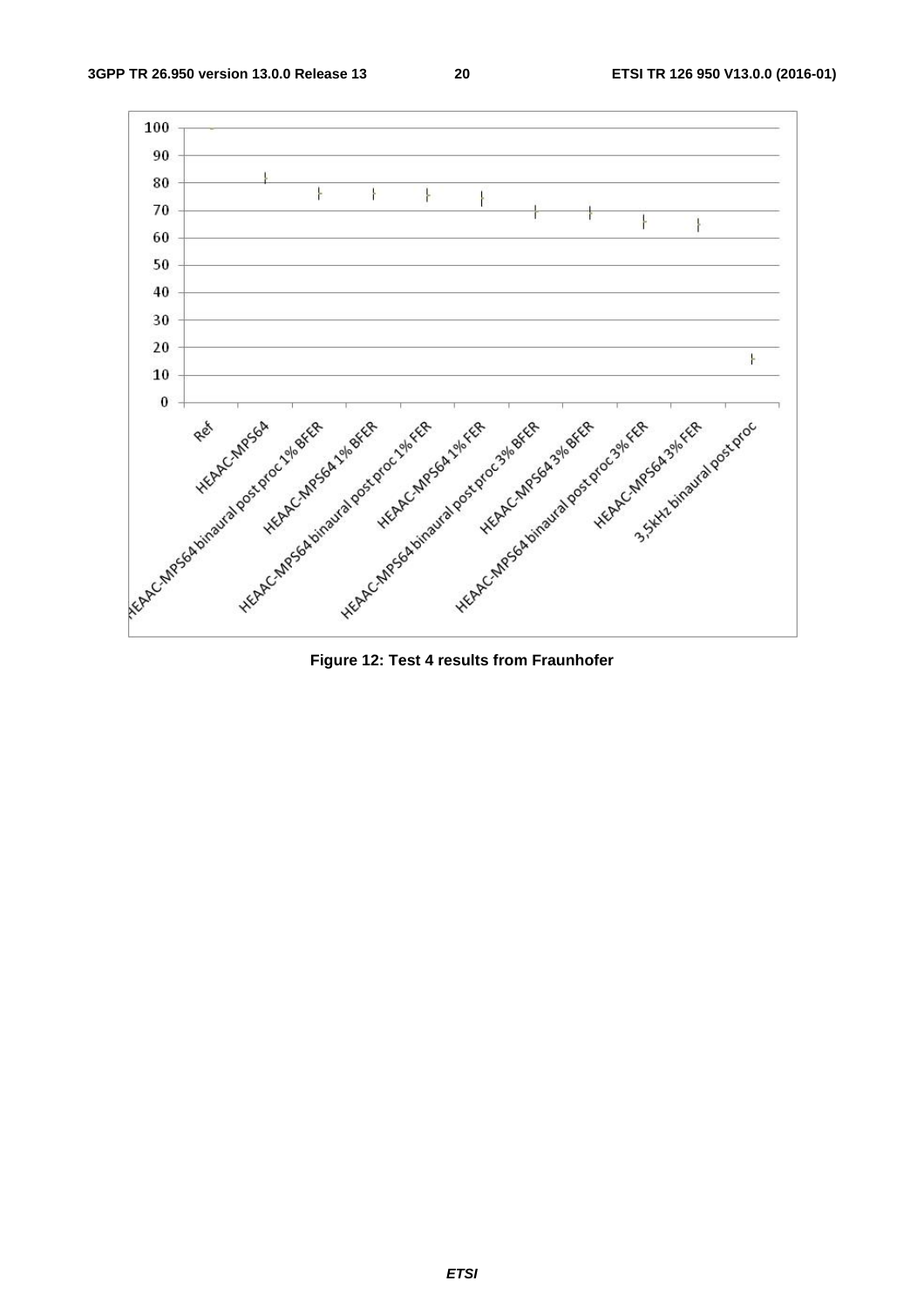Figure 12: Test 4 results from Fraunhofer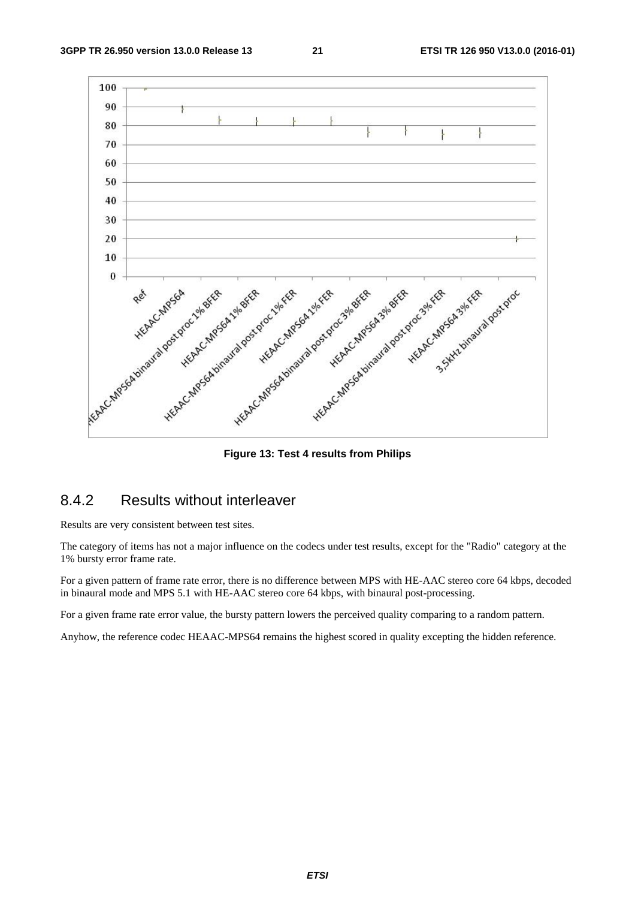Figure 13: Test 4 results from Philips

### 8.4.2 Results without interleaver

Results are very consistent between test sites.

The category of items has not a major influence on the codecs under test results, except for the "Radio" category at the 1% bursty error frame rate.

For a given pattern of frame rate error, there is no difference between MPS with HE-AAC stereo core 64 kbps, decoded in binaural mode and MPS 5.1 with HE-AAC stereo core 64 kbps, with binaural post-processing.

For a given frame rate error value, the bursty pattern lowers the perceived quality comparing to a random pattern.

Anyhow, the reference codec HEAAC-MPS64 remains the highest scored in quality excepting the hidden reference.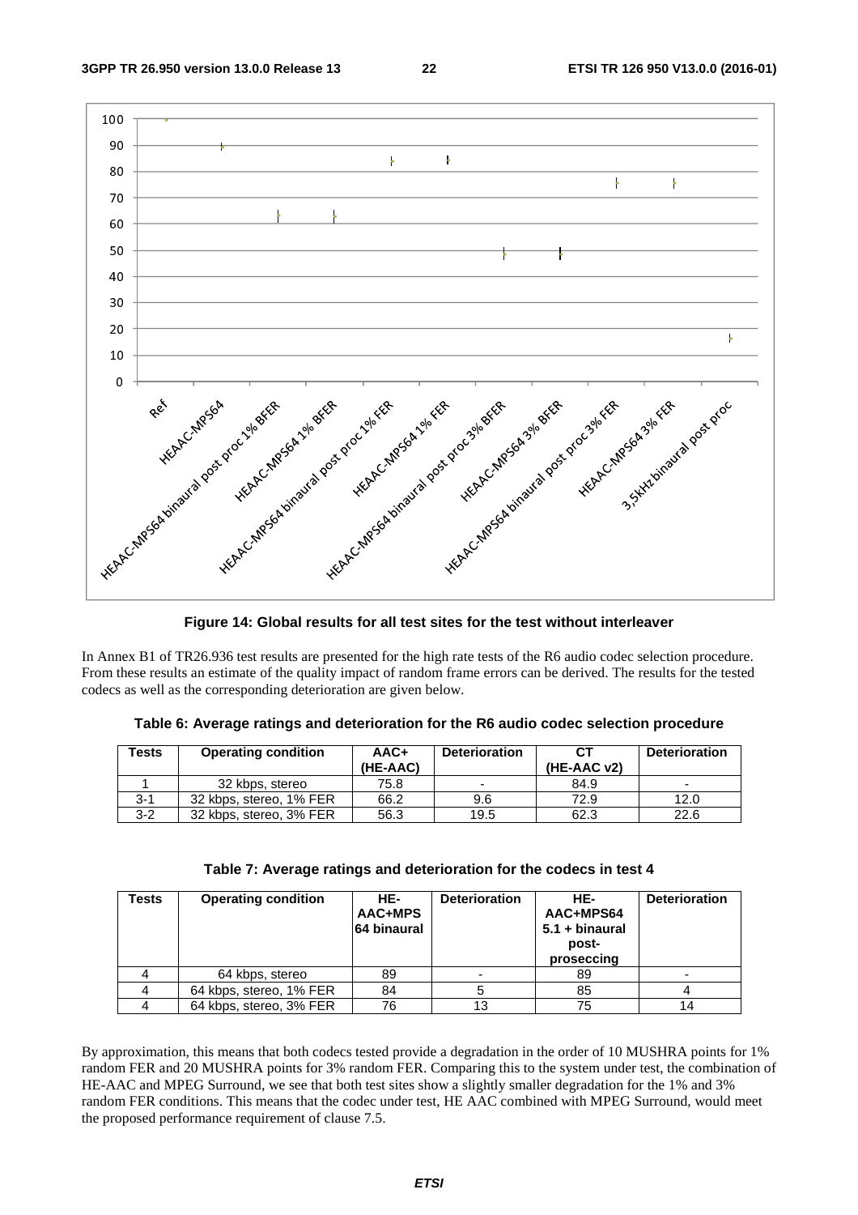**Figure 14: Global results for all test sites for the test without interleaver**

In Annex B1 of TR26.936 test results are presented for the high rate tests of the R6 audio codec selection procedure. From these results an estimate of the quality impact of random frame errors can be derived. The results for the tested codecs as well as the corresponding deterioration are given below.

**Table 6: Average ratings and deterioration for the R6 audio codec selection procedure**

| Tests | Operating condition | AAC+ (HE-AAC) | Deterioration | CT (HE-AAC v2) | Deterioration |
|---|---|---|---|---|---|
| 1 | 32 kbps, stereo | 75.8 | - | 84.9 | - |
| 3-1 | 32 kbps, stereo, 1% FER | 66.2 | 9.6 | 72.9 | 12.0 |
| 3-2 | 32 kbps, stereo, 3% FER | 56.3 | 19.5 | 62.3 | 22.6 |

**Table 7: Average ratings and deterioration for the codecs in test 4**

| Tests | Operating condition | HE-AAC+MPS 64 binaural | Deterioration | HE-AAC+MPS64 5.1 + binaural post-proseccing | Deterioration |
|---|---|---|---|---|---|
| 4 | 64 kbps, stereo | 89 | - | 89 | - |
| 4 | 64 kbps, stereo, 1% FER | 84 | 5 | 85 | 4 |
| 4 | 64 kbps, stereo, 3% FER | 76 | 13 | 75 | 14 |

By approximation, this means that both codecs tested provide a degradation in the order of 10 MUSHRA points for 1% random FER and 20 MUSHRA points for 3% random FER. Comparing this to the system under test, the combination of HE-AAC and MPEG Surround, we see that both test sites show a slightly smaller degradation for the 1% and 3% random FER conditions. This means that the codec under test, HE AAC combined with MPEG Surround, would meet the proposed performance requirement of clause 7.5.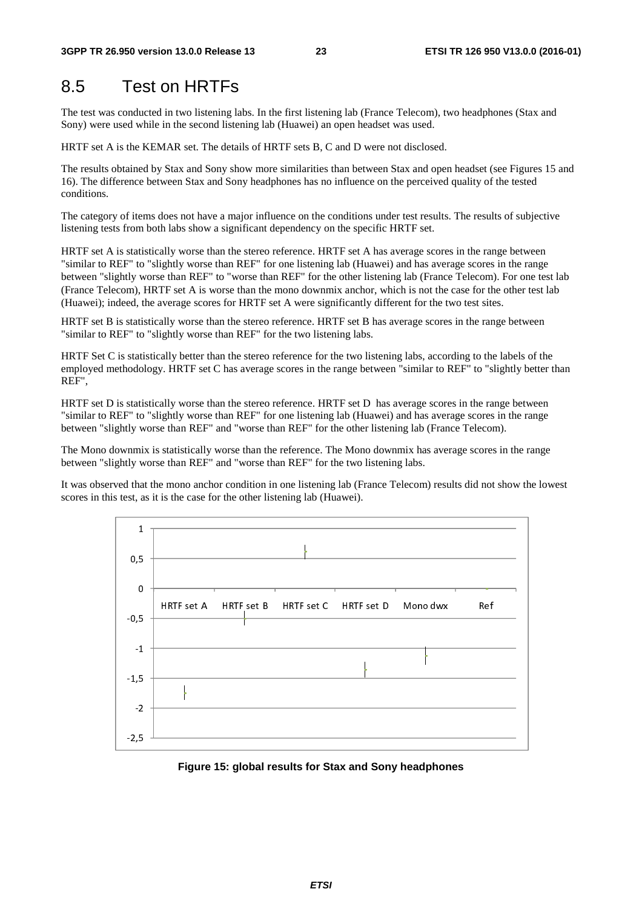## 8.5 Test on HRTFs

The test was conducted in two listening labs. In the first listening lab (France Telecom), two headphones (Stax and Sony) were used while in the second listening lab (Huawei) an open headset was used.

HRTF set A is the KEMAR set. The details of HRTF sets B, C and D were not disclosed.

The results obtained by Stax and Sony show more similarities than between Stax and open headset (see Figures 15 and 16). The difference between Stax and Sony headphones has no influence on the perceived quality of the tested conditions.

The category of items does not have a major influence on the conditions under test results. The results of subjective listening tests from both labs show a significant dependency on the specific HRTF set.

HRTF set A is statistically worse than the stereo reference. HRTF set A has average scores in the range between "similar to REF" to "slightly worse than REF" for one listening lab (Huawei) and has average scores in the range between "slightly worse than REF" to "worse than REF" for the other listening lab (France Telecom). For one test lab (France Telecom), HRTF set A is worse than the mono downmix anchor, which is not the case for the other test lab (Huawei); indeed, the average scores for HRTF set A were significantly different for the two test sites.

HRTF set B is statistically worse than the stereo reference. HRTF set B has average scores in the range between "similar to REF" to "slightly worse than REF" for the two listening labs.

HRTF Set C is statistically better than the stereo reference for the two listening labs, according to the labels of the employed methodology. HRTF set C has average scores in the range between "similar to REF" to "slightly better than REF",

HRTF set D is statistically worse than the stereo reference. HRTF set D has average scores in the range between "similar to REF" to "slightly worse than REF" for one listening lab (Huawei) and has average scores in the range between "slightly worse than REF" and "worse than REF" for the other listening lab (France Telecom).

The Mono downmix is statistically worse than the reference. The Mono downmix has average scores in the range between "slightly worse than REF" and "worse than REF" for the two listening labs.

It was observed that the mono anchor condition in one listening lab (France Telecom) results did not show the lowest scores in this test, as it is the case for the other listening lab (Huawei).

**Figure 15: global results for Stax and Sony headphones**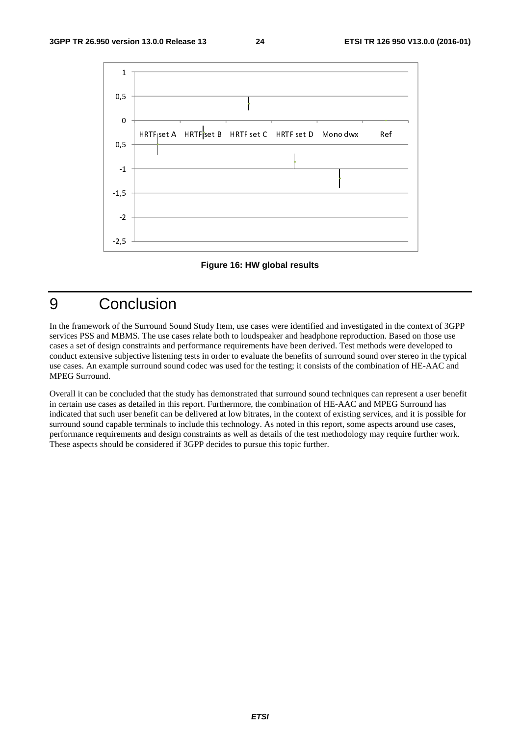Figure 16: HW global results

# 9 Conclusion

In the framework of the Surround Sound Study Item, use cases were identified and investigated in the context of 3GPP services PSS and MBMS. The use cases relate both to loudspeaker and headphone reproduction. Based on those use cases a set of design constraints and performance requirements have been derived. Test methods were developed to conduct extensive subjective listening tests in order to evaluate the benefits of surround sound over stereo in the typical use cases. An example surround sound codec was used for the testing; it consists of the combination of HE-AAC and MPEG Surround.

Overall it can be concluded that the study has demonstrated that surround sound techniques can represent a user benefit in certain use cases as detailed in this report. Furthermore, the combination of HE-AAC and MPEG Surround has indicated that such user benefit can be delivered at low bitrates, in the context of existing services, and it is possible for surround sound capable terminals to include this technology. As noted in this report, some aspects around use cases, performance requirements and design constraints as well as details of the test methodology may require further work. These aspects should be considered if 3GPP decides to pursue this topic further.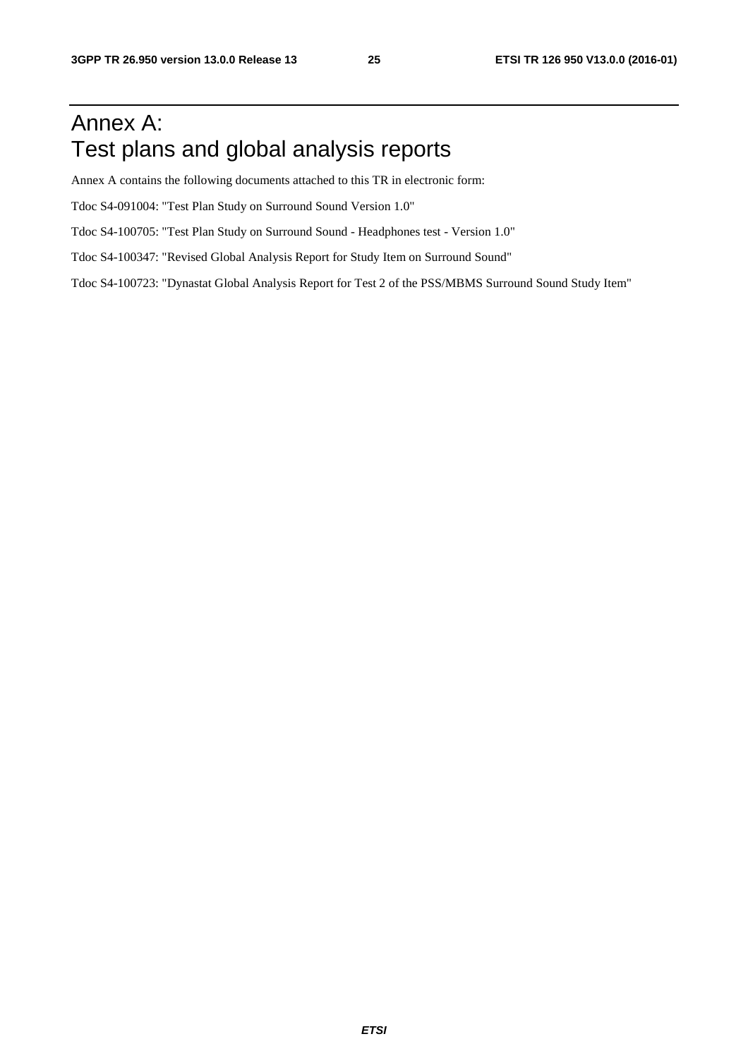# Annex A: Test plans and global analysis reports

Annex A contains the following documents attached to this TR in electronic form:

Tdoc S4-091004: "Test Plan Study on Surround Sound Version 1.0"

Tdoc S4-100705: "Test Plan Study on Surround Sound - Headphones test - Version 1.0"

Tdoc S4-100347: "Revised Global Analysis Report for Study Item on Surround Sound"

Tdoc S4-100723: "Dynastat Global Analysis Report for Test 2 of the PSS/MBMS Surround Sound Study Item"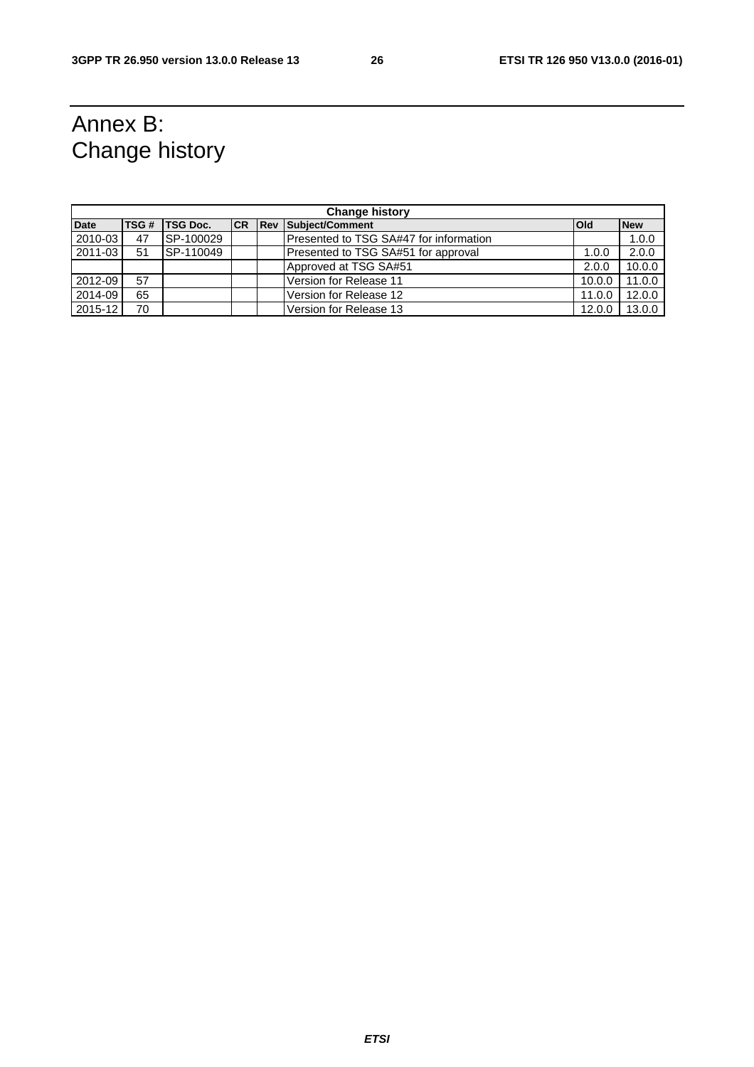# Annex B: Change history

| Change history | | | | | | | |
|---|---|---|---|---|---|---|---|
| **Date** | **TSG #** | **TSG Doc.** | **CR** | **Rev** | **Subject/Comment** | **Old** | **New** |
| 2010-03 | 47 | SP-100029 | | | Presented to TSG SA#47 for information | | 1.0.0 |
| 2011-03 | 51 | SP-110049 | | | Presented to TSG SA#51 for approval | 1.0.0 | 2.0.0 |
| | | | | | Approved at TSG SA#51 | 2.0.0 | 10.0.0 |
| 2012-09 | 57 | | | | Version for Release 11 | 10.0.0 | 11.0.0 |
| 2014-09 | 65 | | | | Version for Release 12 | 11.0.0 | 12.0.0 |
| 2015-12 | 70 | | | | Version for Release 13 | 12.0.0 | 13.0.0 |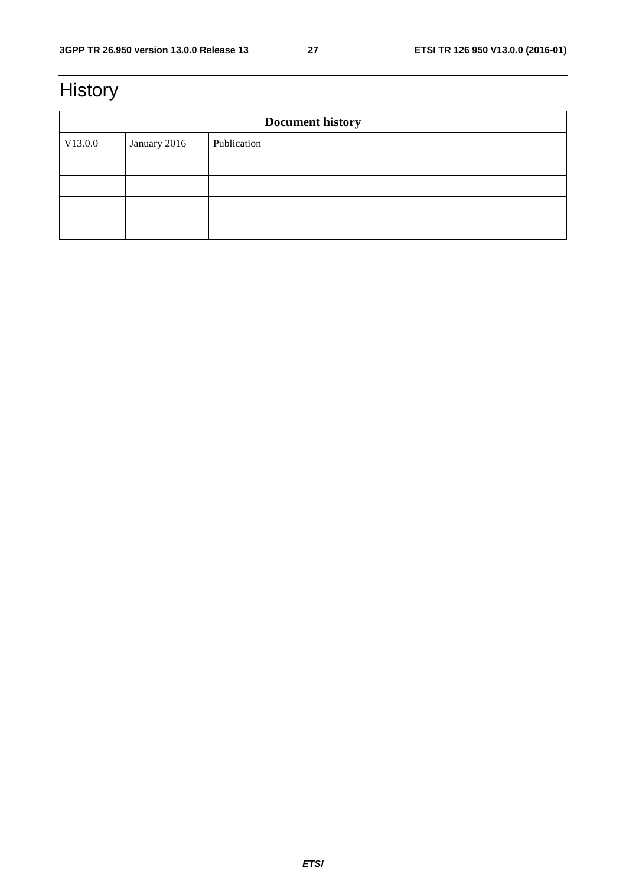# History

| Document history | | |
|---|---|---|
| V13.0.0 | January 2016 | Publication |
| | | |
| | | |
| | | |
| | | |